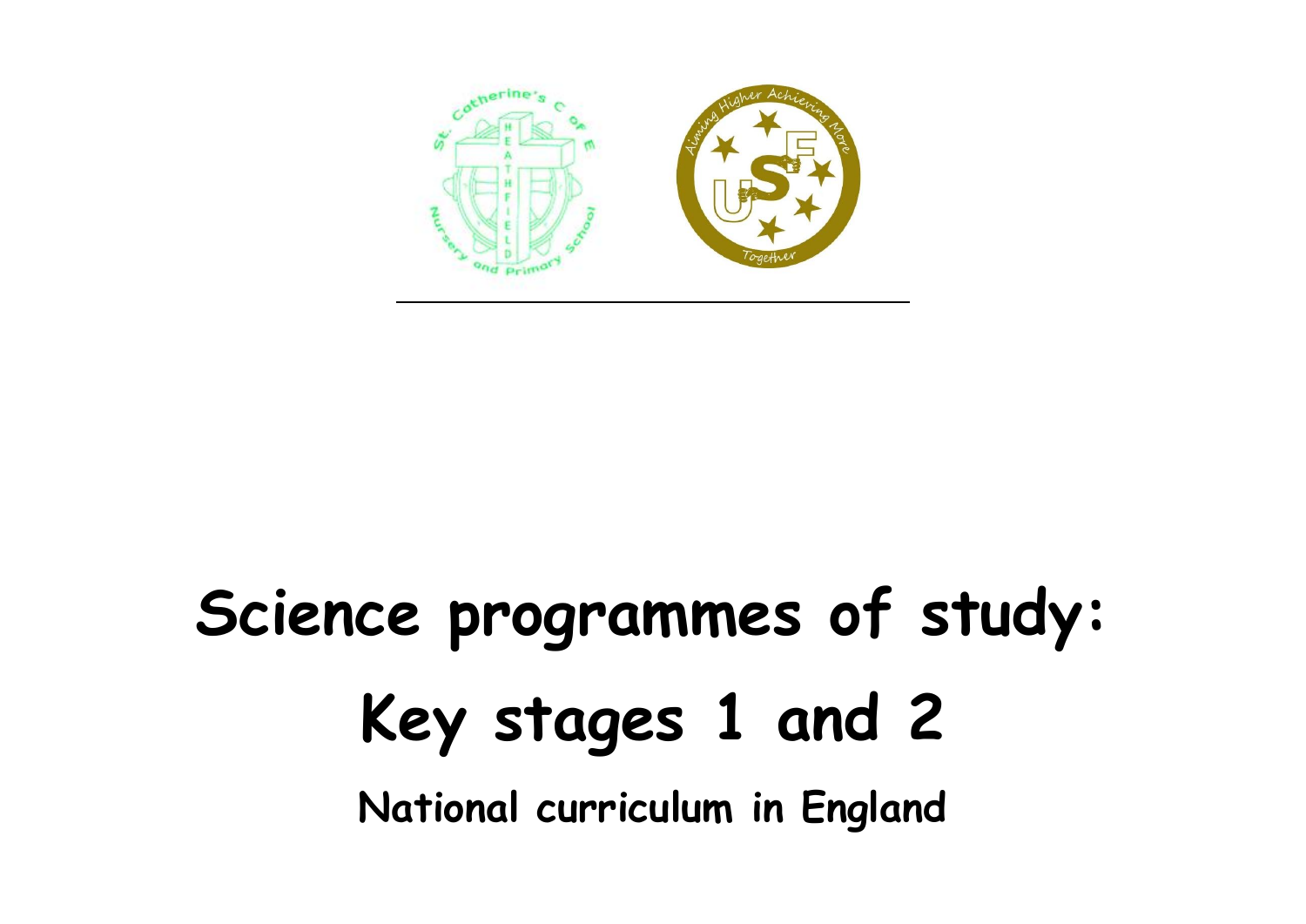# Science programmes of study:

# Key stages 1 and 2

## National curriculum in England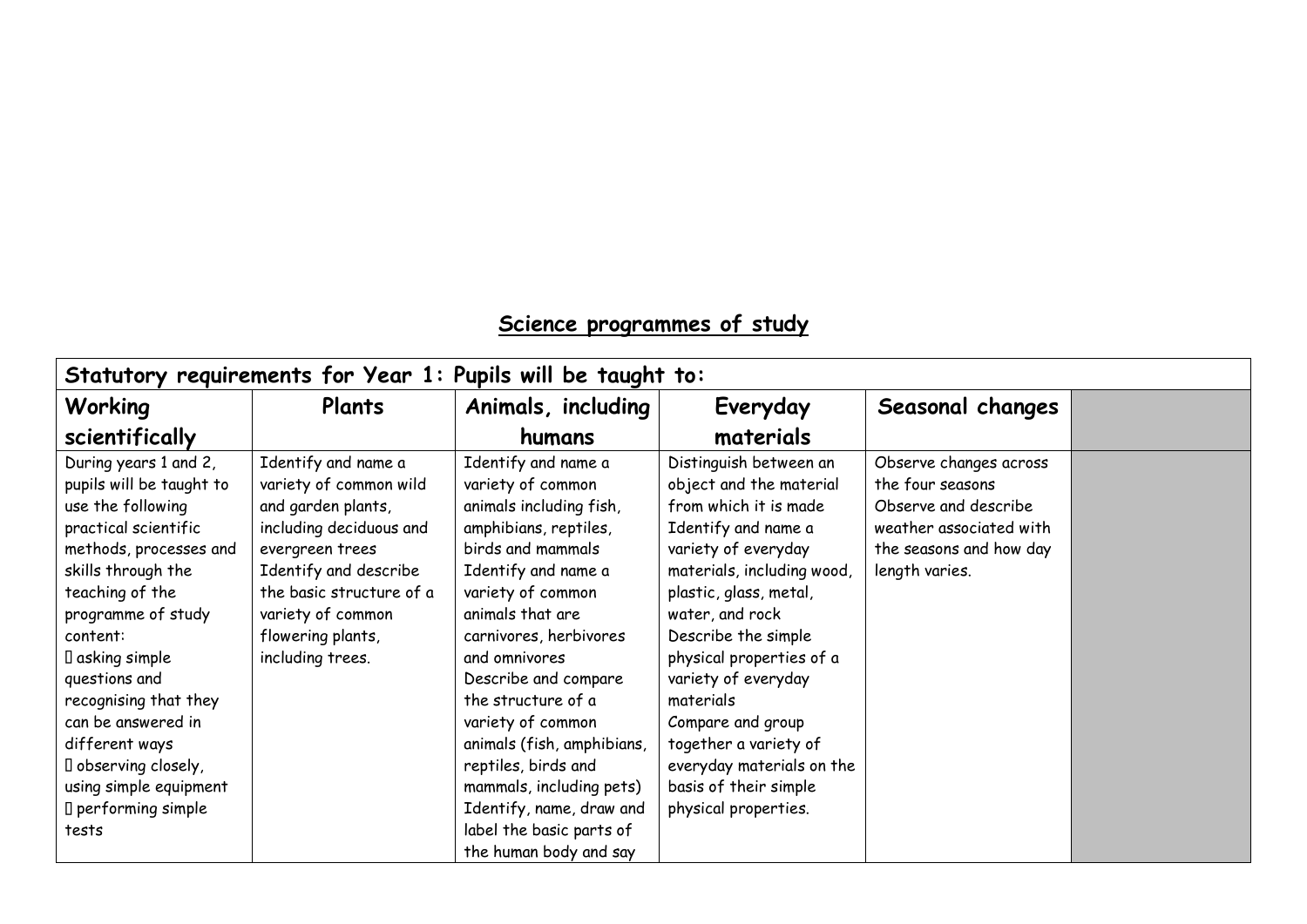## Science programmes of study

| Statutory requirements for Year 1: Pupils will be taught to: | | | | | |
|---|---|---|---|---|---|
| **Working scientifically** | **Plants** | **Animals, including humans** | **Everyday materials** | **Seasonal changes** | |
| During years 1 and 2, pupils will be taught to use the following practical scientific methods, processes and skills through the teaching of the programme of study content:<br> asking simple questions and recognising that they can be answered in different ways<br> observing closely, using simple equipment<br> performing simple tests | Identify and name a variety of common wild and garden plants, including deciduous and evergreen trees<br>Identify and describe the basic structure of a variety of common flowering plants, including trees. | Identify and name a variety of common animals including fish, amphibians, reptiles, birds and mammals<br>Identify and name a variety of common animals that are carnivores, herbivores and omnivores<br>Describe and compare the structure of a variety of common animals (fish, amphibians, reptiles, birds and mammals, including pets)<br>Identify, name, draw and label the basic parts of the human body and say | Distinguish between an object and the material from which it is made<br>Identify and name a variety of everyday materials, including wood, plastic, glass, metal, water, and rock<br>Describe the simple physical properties of a variety of everyday materials<br>Compare and group together a variety of everyday materials on the basis of their simple physical properties. | Observe changes across the four seasons<br>Observe and describe weather associated with the seasons and how day length varies. | |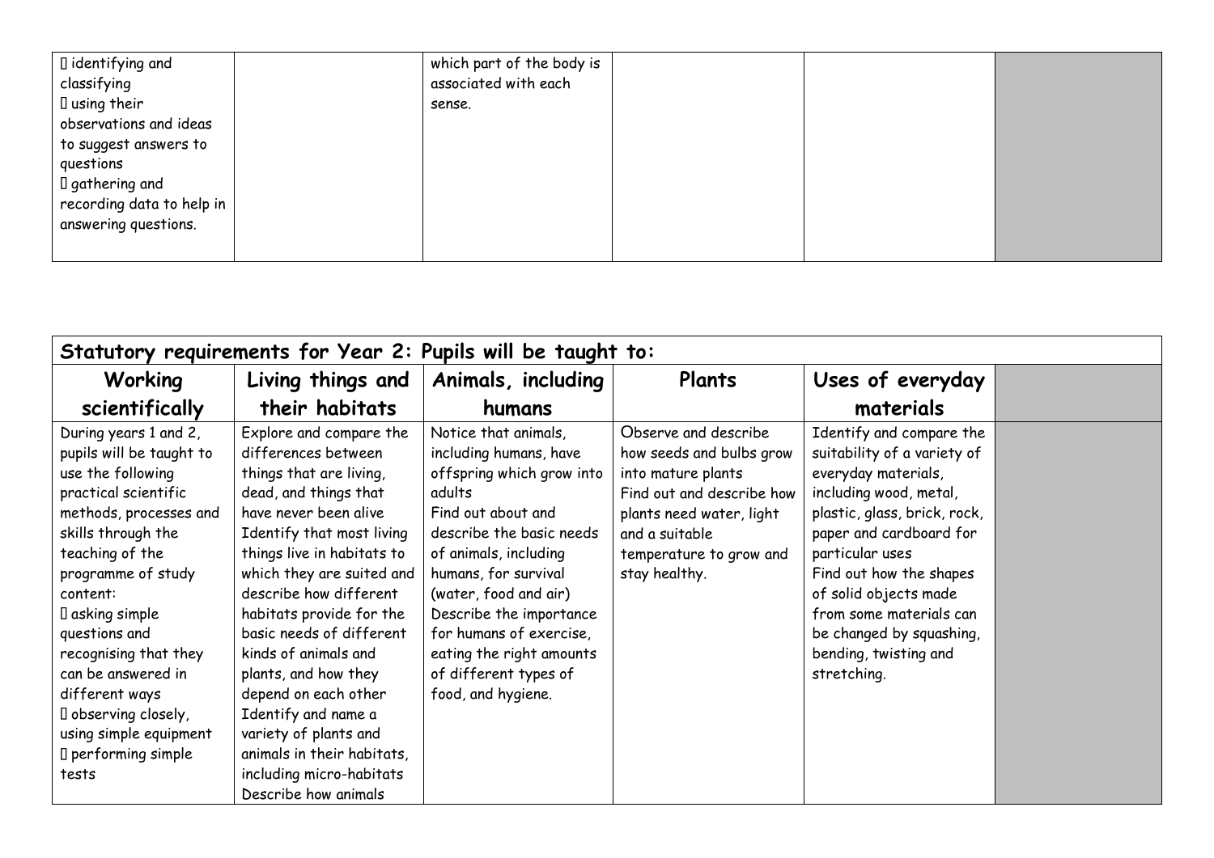| | | | | | |
|---|---|---|---|---|---|
| identifying and classifying<br>using their observations and ideas to suggest answers to questions<br>gathering and recording data to help in answering questions. | | which part of the body is associated with each sense. | | | |

| **Statutory requirements for Year 2: Pupils will be taught to:** | | | | | |
|---|---|---|---|---|---|
| **Working scientifically** | **Living things and their habitats** | **Animals, including humans** | **Plants** | **Uses of everyday materials** | |
| During years 1 and 2, pupils will be taught to use the following practical scientific methods, processes and skills through the teaching of the programme of study content:<br>asking simple questions and recognising that they can be answered in different ways<br>observing closely, using simple equipment<br>performing simple tests | Explore and compare the differences between things that are living, dead, and things that have never been alive<br>Identify that most living things live in habitats to which they are suited and describe how different habitats provide for the basic needs of different kinds of animals and plants, and how they depend on each other<br>Identify and name a variety of plants and animals in their habitats, including micro-habitats<br>Describe how animals | Notice that animals, including humans, have offspring which grow into adults<br>Find out about and describe the basic needs of animals, including humans, for survival (water, food and air)<br>Describe the importance for humans of exercise, eating the right amounts of different types of food, and hygiene. | Observe and describe how seeds and bulbs grow into mature plants<br>Find out and describe how plants need water, light and a suitable temperature to grow and stay healthy. | Identify and compare the suitability of a variety of everyday materials, including wood, metal, plastic, glass, brick, rock, paper and cardboard for particular uses<br>Find out how the shapes of solid objects made from some materials can be changed by squashing, bending, twisting and stretching. | |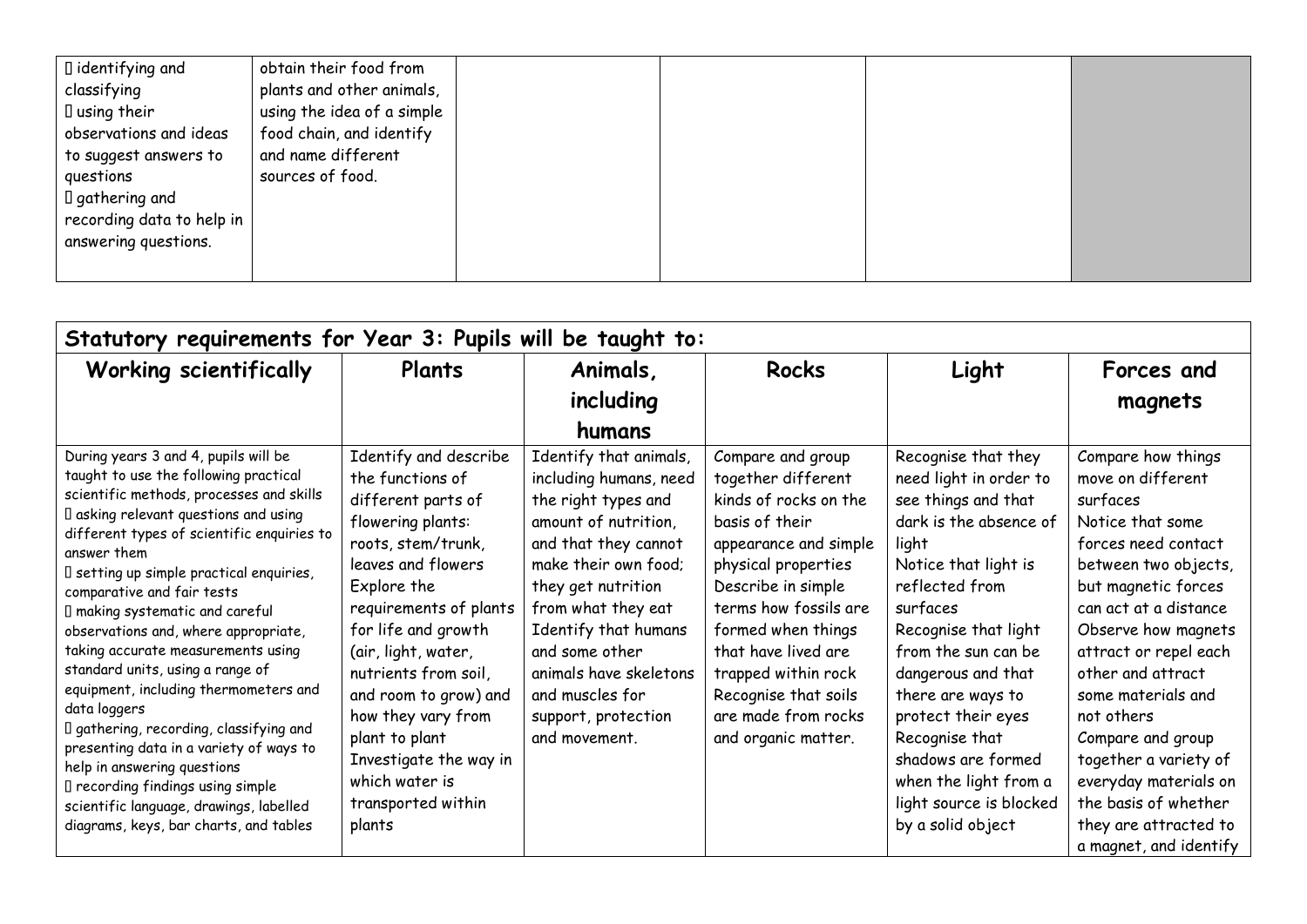| | | | | | |
|---|---|---|---|---|---|
|  identifying and classifying<br> using their observations and ideas to suggest answers to questions<br> gathering and recording data to help in answering questions. | obtain their food from plants and other animals, using the idea of a simple food chain, and identify and name different sources of food. | | | | |

| Statutory requirements for Year 3: Pupils will be taught to: | | | | | |
|---|---|---|---|---|---|
| **Working scientifically** | **Plants** | **Animals, including humans** | **Rocks** | **Light** | **Forces and magnets** |
| During years 3 and 4, pupils will be taught to use the following practical scientific methods, processes and skills<br> asking relevant questions and using different types of scientific enquiries to answer them<br> setting up simple practical enquiries, comparative and fair tests<br> making systematic and careful observations and, where appropriate, taking accurate measurements using standard units, using a range of equipment, including thermometers and data loggers<br> gathering, recording, classifying and presenting data in a variety of ways to help in answering questions<br> recording findings using simple scientific language, drawings, labelled diagrams, keys, bar charts, and tables | Identify and describe the functions of different parts of flowering plants: roots, stem/trunk, leaves and flowers<br>Explore the requirements of plants for life and growth (air, light, water, nutrients from soil, and room to grow) and how they vary from plant to plant<br>Investigate the way in which water is transported within plants | Identify that animals, including humans, need the right types and amount of nutrition, and that they cannot make their own food; they get nutrition from what they eat<br>Identify that humans and some other animals have skeletons and muscles for support, protection and movement. | Compare and group together different kinds of rocks on the basis of their appearance and simple physical properties<br>Describe in simple terms how fossils are formed when things that have lived are trapped within rock<br>Recognise that soils are made from rocks and organic matter. | Recognise that they need light in order to see things and that dark is the absence of light<br>Notice that light is reflected from surfaces<br>Recognise that light from the sun can be dangerous and that there are ways to protect their eyes<br>Recognise that shadows are formed when the light from a light source is blocked by a solid object | Compare how things move on different surfaces<br>Notice that some forces need contact between two objects, but magnetic forces can act at a distance<br>Observe how magnets attract or repel each other and attract some materials and not others<br>Compare and group together a variety of everyday materials on the basis of whether they are attracted to a magnet, and identify |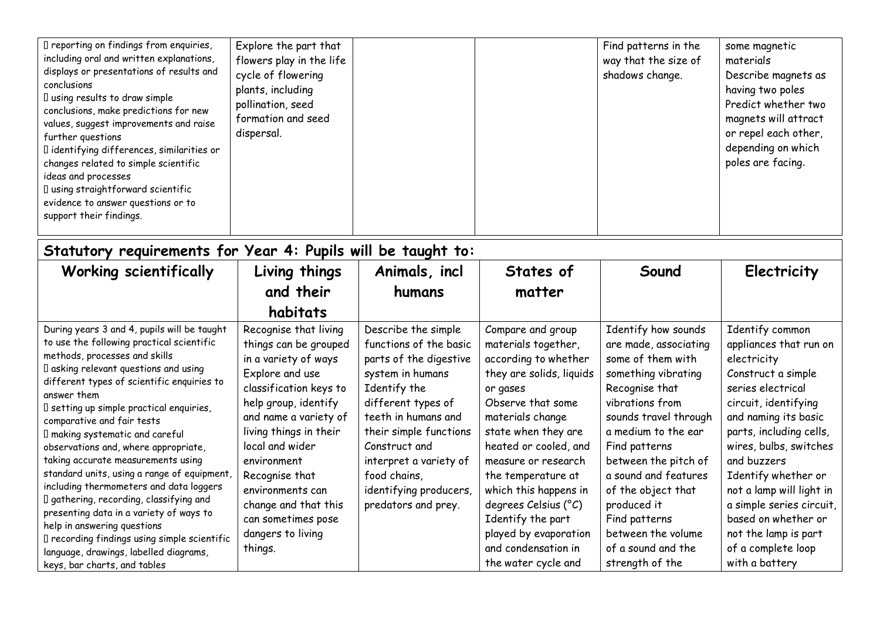| | | | | | |
|---|---|---|---|---|---|
|  reporting on findings from enquiries, including oral and written explanations, displays or presentations of results and conclusions<br> using results to draw simple conclusions, make predictions for new values, suggest improvements and raise further questions<br> identifying differences, similarities or changes related to simple scientific ideas and processes<br> using straightforward scientific evidence to answer questions or to support their findings. | Explore the part that flowers play in the life cycle of flowering plants, including pollination, seed formation and seed dispersal. | | | Find patterns in the way that the size of shadows change. | some magnetic materials<br>Describe magnets as having two poles<br>Predict whether two magnets will attract or repel each other, depending on which poles are facing. |

## Statutory requirements for Year 4: Pupils will be taught to:

| Working scientifically | Living things and their habitats | Animals, incl humans | States of matter | Sound | Electricity |
|---|---|---|---|---|---|
| During years 3 and 4, pupils will be taught to use the following practical scientific methods, processes and skills<br> asking relevant questions and using different types of scientific enquiries to answer them<br> setting up simple practical enquiries, comparative and fair tests<br> making systematic and careful observations and, where appropriate, taking accurate measurements using standard units, using a range of equipment, including thermometers and data loggers<br> gathering, recording, classifying and presenting data in a variety of ways to help in answering questions<br> recording findings using simple scientific language, drawings, labelled diagrams, keys, bar charts, and tables | Recognise that living things can be grouped in a variety of ways<br>Explore and use classification keys to help group, identify and name a variety of living things in their local and wider environment<br>Recognise that environments can change and that this can sometimes pose dangers to living things. | Describe the simple functions of the basic parts of the digestive system in humans<br>Identify the different types of teeth in humans and their simple functions<br>Construct and interpret a variety of food chains, identifying producers, predators and prey. | Compare and group materials together, according to whether they are solids, liquids or gases<br>Observe that some materials change state when they are heated or cooled, and measure or research the temperature at which this happens in degrees Celsius (°C)<br>Identify the part played by evaporation and condensation in the water cycle and | Identify how sounds are made, associating some of them with something vibrating<br>Recognise that vibrations from sounds travel through a medium to the ear<br>Find patterns between the pitch of a sound and features of the object that produced it<br>Find patterns between the volume of a sound and the strength of the | Identify common appliances that run on electricity<br>Construct a simple series electrical circuit, identifying and naming its basic parts, including cells, wires, bulbs, switches and buzzers<br>Identify whether or not a lamp will light in a simple series circuit, based on whether or not the lamp is part of a complete loop with a battery |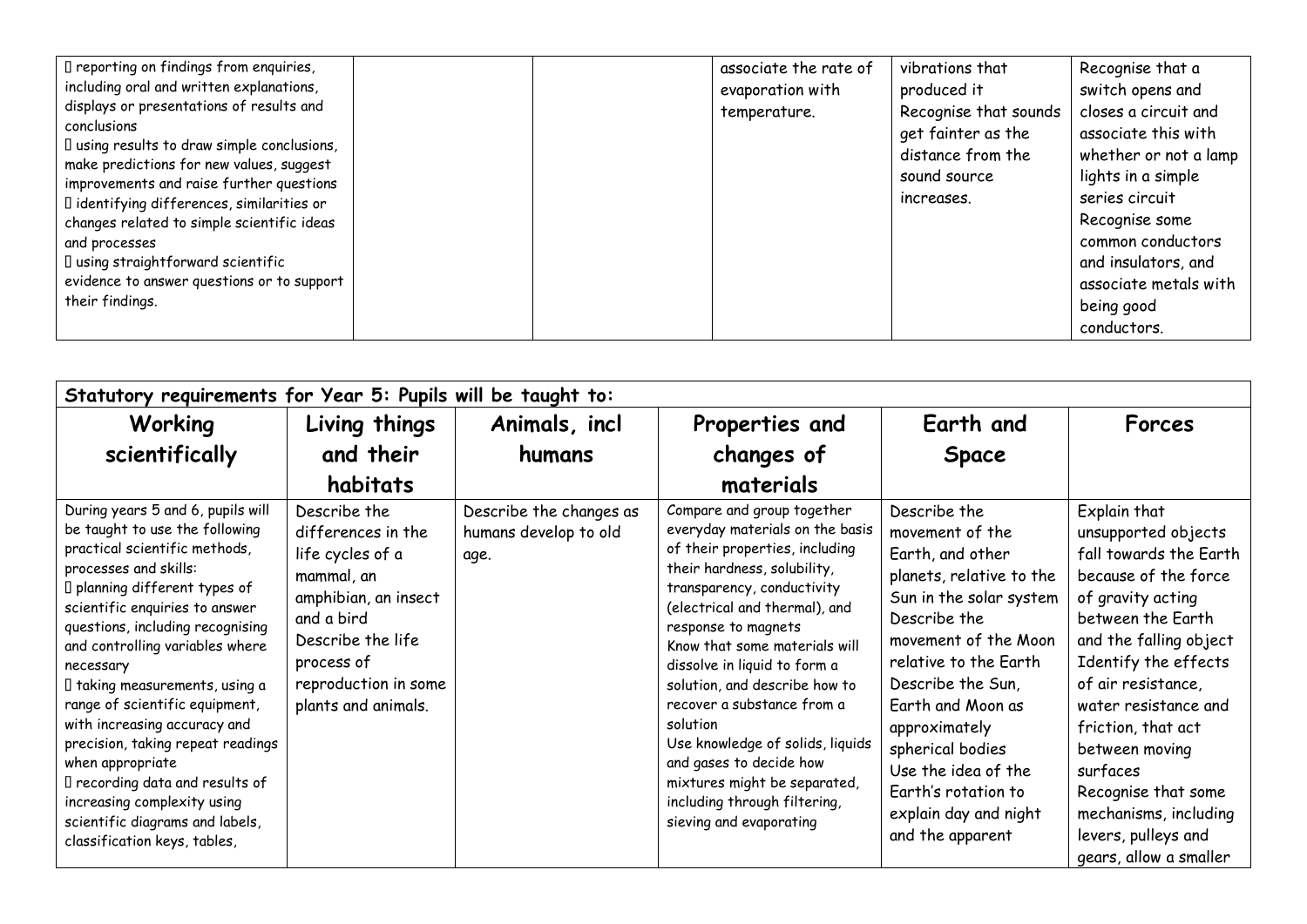| | | | | | |
|---|---|---|---|---|---|
|  reporting on findings from enquiries, including oral and written explanations, displays or presentations of results and conclusions<br> using results to draw simple conclusions, make predictions for new values, suggest improvements and raise further questions<br> identifying differences, similarities or changes related to simple scientific ideas and processes<br> using straightforward scientific evidence to answer questions or to support their findings. | | | associate the rate of evaporation with temperature. | vibrations that produced it<br>Recognise that sounds get fainter as the distance from the sound source increases. | Recognise that a switch opens and closes a circuit and associate this with whether or not a lamp lights in a simple series circuit<br>Recognise some common conductors and insulators, and associate metals with being good conductors. |

| **Statutory requirements for Year 5: Pupils will be taught to:** | | | | | |
|---|---|---|---|---|---|
| **Working scientifically** | **Living things and their habitats** | **Animals, incl humans** | **Properties and changes of materials** | **Earth and Space** | **Forces** |
| During years 5 and 6, pupils will be taught to use the following practical scientific methods, processes and skills:<br> planning different types of scientific enquiries to answer questions, including recognising and controlling variables where necessary<br> taking measurements, using a range of scientific equipment, with increasing accuracy and precision, taking repeat readings when appropriate<br> recording data and results of increasing complexity using scientific diagrams and labels, classification keys, tables, | Describe the differences in the life cycles of a mammal, an amphibian, an insect and a bird<br>Describe the life process of reproduction in some plants and animals. | Describe the changes as humans develop to old age. | Compare and group together everyday materials on the basis of their properties, including their hardness, solubility, transparency, conductivity (electrical and thermal), and response to magnets<br>Know that some materials will dissolve in liquid to form a solution, and describe how to recover a substance from a solution<br>Use knowledge of solids, liquids and gases to decide how mixtures might be separated, including through filtering, sieving and evaporating | Describe the movement of the Earth, and other planets, relative to the Sun in the solar system<br>Describe the movement of the Moon relative to the Earth<br>Describe the Sun, Earth and Moon as approximately spherical bodies<br>Use the idea of the Earth's rotation to explain day and night and the apparent | Explain that unsupported objects fall towards the Earth because of the force of gravity acting between the Earth and the falling object<br>Identify the effects of air resistance, water resistance and friction, that act between moving surfaces<br>Recognise that some mechanisms, including levers, pulleys and gears, allow a smaller |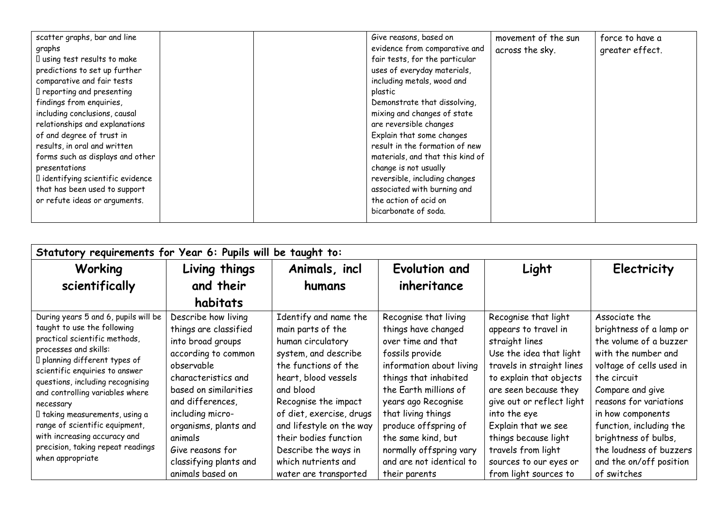| | | | | | |
|---|---|---|---|---|---|
| scatter graphs, bar and line graphs<br> using test results to make predictions to set up further comparative and fair tests<br> reporting and presenting findings from enquiries, including conclusions, causal relationships and explanations of and degree of trust in results, in oral and written forms such as displays and other presentations<br> identifying scientific evidence that has been used to support or refute ideas or arguments. | | | Give reasons, based on evidence from comparative and fair tests, for the particular uses of everyday materials, including metals, wood and plastic<br>Demonstrate that dissolving, mixing and changes of state are reversible changes<br>Explain that some changes result in the formation of new materials, and that this kind of change is not usually reversible, including changes associated with burning and the action of acid on bicarbonate of soda. | movement of the sun across the sky. | force to have a greater effect. |

| Statutory requirements for Year 6: Pupils will be taught to: | | | | | |
|---|---|---|---|---|---|
| **Working scientifically** | **Living things and their habitats** | **Animals, incl humans** | **Evolution and inheritance** | **Light** | **Electricity** |
| During years 5 and 6, pupils will be taught to use the following practical scientific methods, processes and skills:<br> planning different types of scientific enquiries to answer questions, including recognising and controlling variables where necessary<br> taking measurements, using a range of scientific equipment, with increasing accuracy and precision, taking repeat readings when appropriate | Describe how living things are classified into broad groups according to common observable characteristics and based on similarities and differences, including micro-organisms, plants and animals<br>Give reasons for classifying plants and animals based on | Identify and name the main parts of the human circulatory system, and describe the functions of the heart, blood vessels and blood<br>Recognise the impact of diet, exercise, drugs and lifestyle on the way their bodies function<br>Describe the ways in which nutrients and water are transported | Recognise that living things have changed over time and that fossils provide information about living things that inhabited the Earth millions of years ago Recognise that living things produce offspring of the same kind, but normally offspring vary and are not identical to their parents | Recognise that light appears to travel in straight lines<br>Use the idea that light travels in straight lines to explain that objects are seen because they give out or reflect light into the eye<br>Explain that we see things because light travels from light sources to our eyes or from light sources to | Associate the brightness of a lamp or the volume of a buzzer with the number and voltage of cells used in the circuit<br>Compare and give reasons for variations in how components function, including the brightness of bulbs, the loudness of buzzers and the on/off position of switches |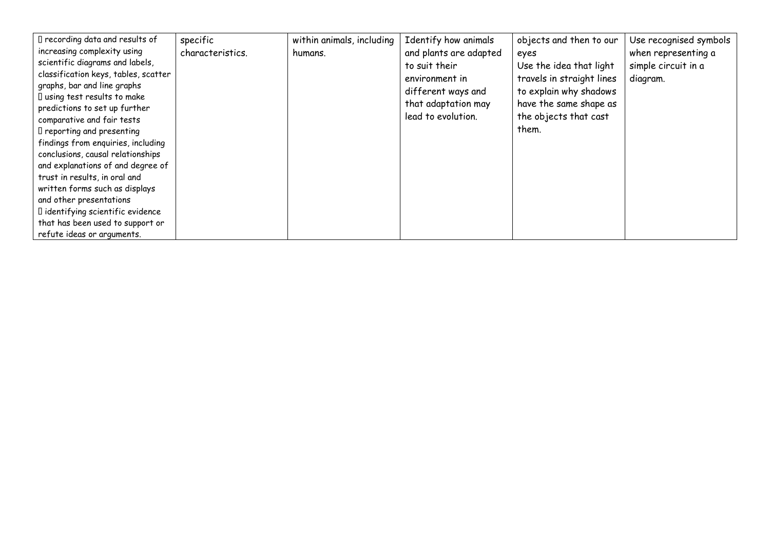| | | | | | |
|---|---|---|---|---|---|
|  recording data and results of increasing complexity using scientific diagrams and labels, classification keys, tables, scatter graphs, bar and line graphs<br> using test results to make predictions to set up further comparative and fair tests<br> reporting and presenting findings from enquiries, including conclusions, causal relationships and explanations of and degree of trust in results, in oral and written forms such as displays and other presentations<br> identifying scientific evidence that has been used to support or refute ideas or arguments. | specific characteristics. | within animals, including humans. | Identify how animals and plants are adapted to suit their environment in different ways and that adaptation may lead to evolution. | objects and then to our eyes<br>Use the idea that light travels in straight lines to explain why shadows have the same shape as the objects that cast them. | Use recognised symbols when representing a simple circuit in a diagram. |